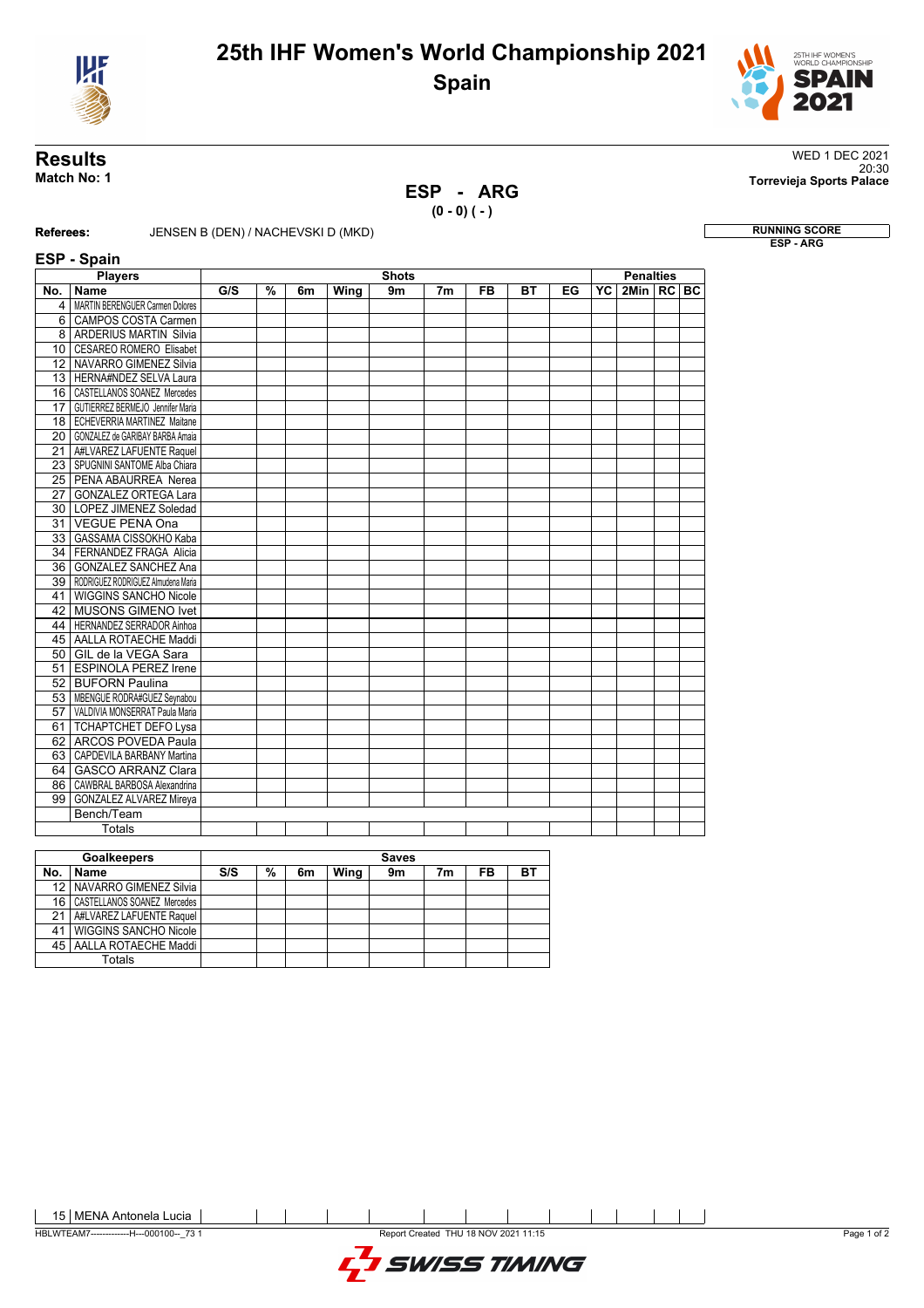# 25th IHF Women's World Championship 2021
## Spain

## Results

**Match No: 1**

WED 1 DEC 2021
20:30
**Torrevieja Sports Palace**

### ESP - ARG
**(0 - 0) ( - )**

**Referees:** JENSEN B (DEN) / NACHEVSKI D (MKD)

**RUNNING SCORE**
**ESP - ARG**

### ESP - Spain

| Players | | Shots | | | | | | | | | Penalties | | | |
|---|---|---|---|---|---|---|---|---|---|---|---|---|---|---|
| **No.** | **Name** | **G/S** | **%** | **6m** | **Wing** | **9m** | **7m** | **FB** | **BT** | **EG** | **YC** | **2Min** | **RC** | **BC** |
| 4 | MARTIN BERENGUER Carmen Dolores | | | | | | | | | | | | | |
| 6 | CAMPOS COSTA Carmen | | | | | | | | | | | | | |
| 8 | ARDERIUS MARTIN Silvia | | | | | | | | | | | | | |
| 10 | CESAREO ROMERO Elisabet | | | | | | | | | | | | | |
| 12 | NAVARRO GIMENEZ Silvia | | | | | | | | | | | | | |
| 13 | HERNA#NDEZ SELVA Laura | | | | | | | | | | | | | |
| 16 | CASTELLANOS SOANEZ Mercedes | | | | | | | | | | | | | |
| 17 | GUTIERREZ BERMEJO Jennifer Maria | | | | | | | | | | | | | |
| 18 | ECHEVERRIA MARTINEZ Maitane | | | | | | | | | | | | | |
| 20 | GONZALEZ de GARIBAY BARBA Amaia | | | | | | | | | | | | | |
| 21 | A#LVAREZ LAFUENTE Raquel | | | | | | | | | | | | | |
| 23 | SPUGNINI SANTOME Alba Chiara | | | | | | | | | | | | | |
| 25 | PENA ABAURREA Nerea | | | | | | | | | | | | | |
| 27 | GONZALEZ ORTEGA Lara | | | | | | | | | | | | | |
| 30 | LOPEZ JIMENEZ Soledad | | | | | | | | | | | | | |
| 31 | VEGUE PENA Ona | | | | | | | | | | | | | |
| 33 | GASSAMA CISSOKHO Kaba | | | | | | | | | | | | | |
| 34 | FERNANDEZ FRAGA Alicia | | | | | | | | | | | | | |
| 36 | GONZALEZ SANCHEZ Ana | | | | | | | | | | | | | |
| 39 | RODRIGUEZ RODRIGUEZ Almudena Maria | | | | | | | | | | | | | |
| 41 | WIGGINS SANCHO Nicole | | | | | | | | | | | | | |
| 42 | MUSONS GIMENO Ivet | | | | | | | | | | | | | |
| 44 | HERNANDEZ SERRADOR Ainhoa | | | | | | | | | | | | | |
| 45 | AALLA ROTAECHE Maddi | | | | | | | | | | | | | |
| 50 | GIL de la VEGA Sara | | | | | | | | | | | | | |
| 51 | ESPINOLA PEREZ Irene | | | | | | | | | | | | | |
| 52 | BUFORN Paulina | | | | | | | | | | | | | |
| 53 | MBENGUE RODRA#GUEZ Seynabou | | | | | | | | | | | | | |
| 57 | VALDIVIA MONSERRAT Paula Maria | | | | | | | | | | | | | |
| 61 | TCHAPTCHET DEFO Lysa | | | | | | | | | | | | | |
| 62 | ARCOS POVEDA Paula | | | | | | | | | | | | | |
| 63 | CAPDEVILA BARBANY Martina | | | | | | | | | | | | | |
| 64 | GASCO ARRANZ Clara | | | | | | | | | | | | | |
| 86 | CAWBRAL BARBOSA Alexandrina | | | | | | | | | | | | | |
| 99 | GONZALEZ ALVAREZ Mireya | | | | | | | | | | | | | |
| | Bench/Team | | | | | | | | | | | | | |
| | Totals | | | | | | | | | | | | | |

| Goalkeepers | | Saves | | | | | | | |
|---|---|---|---|---|---|---|---|---|---|
| **No.** | **Name** | **S/S** | **%** | **6m** | **Wing** | **9m** | **7m** | **FB** | **BT** |
| 12 | NAVARRO GIMENEZ Silvia | | | | | | | | |
| 16 | CASTELLANOS SOANEZ Mercedes | | | | | | | | |
| 21 | A#LVAREZ LAFUENTE Raquel | | | | | | | | |
| 41 | WIGGINS SANCHO Nicole | | | | | | | | |
| 45 | AALLA ROTAECHE Maddi | | | | | | | | |
| | Totals | | | | | | | | |

| 15 | MENA Antonela Lucia | | | | | | | | | | | | | |
|---|---|---|---|---|---|---|---|---|---|---|---|---|---|---|

HBLWTEAM7-------------H---000100--_73 1 Report Created THU 18 NOV 2021 11:15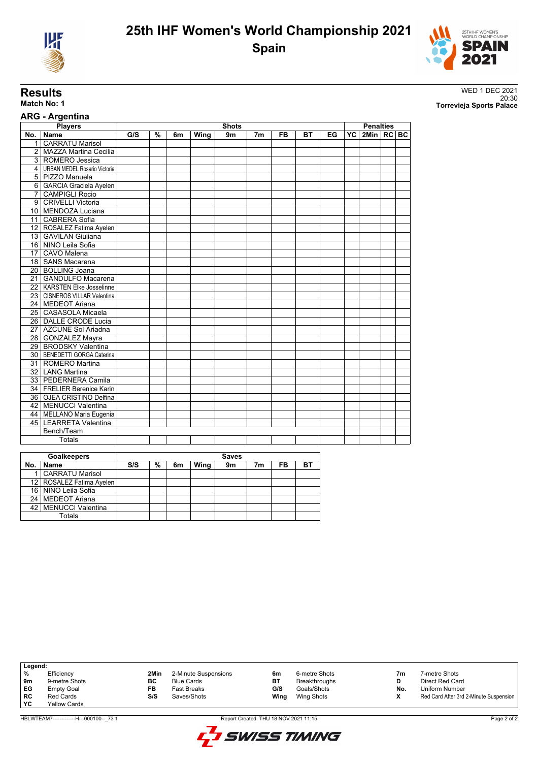# 25th IHF Women's World Championship 2021

## Spain

## Results

**Match No: 1**

WED 1 DEC 2021
20:30
**Torrevieja Sports Palace**

### ARG - Argentina

| Players | | Shots | | | | | | | | | Penalties | | | |
|---|---|---|---|---|---|---|---|---|---|---|---|---|---|---|
| No. | Name | G/S | % | 6m | Wing | 9m | 7m | FB | BT | EG | YC | 2Min | RC | BC |
| 1 | CARRATU Marisol | | | | | | | | | | | | | |
| 2 | MAZZA Martina Cecilia | | | | | | | | | | | | | |
| 3 | ROMERO Jessica | | | | | | | | | | | | | |
| 4 | URBAN MEDEL Rosario Victoria | | | | | | | | | | | | | |
| 5 | PIZZO Manuela | | | | | | | | | | | | | |
| 6 | GARCIA Graciela Ayelen | | | | | | | | | | | | | |
| 7 | CAMPIGLI Rocio | | | | | | | | | | | | | |
| 9 | CRIVELLI Victoria | | | | | | | | | | | | | |
| 10 | MENDOZA Luciana | | | | | | | | | | | | | |
| 11 | CABRERA Sofia | | | | | | | | | | | | | |
| 12 | ROSALEZ Fatima Ayelen | | | | | | | | | | | | | |
| 13 | GAVILAN Giuliana | | | | | | | | | | | | | |
| 16 | NINO Leila Sofia | | | | | | | | | | | | | |
| 17 | CAVO Malena | | | | | | | | | | | | | |
| 18 | SANS Macarena | | | | | | | | | | | | | |
| 20 | BOLLING Joana | | | | | | | | | | | | | |
| 21 | GANDULFO Macarena | | | | | | | | | | | | | |
| 22 | KARSTEN Elke Josselinne | | | | | | | | | | | | | |
| 23 | CISNEROS VILLAR Valentina | | | | | | | | | | | | | |
| 24 | MEDEOT Ariana | | | | | | | | | | | | | |
| 25 | CASASOLA Micaela | | | | | | | | | | | | | |
| 26 | DALLE CRODE Lucia | | | | | | | | | | | | | |
| 27 | AZCUNE Sol Ariadna | | | | | | | | | | | | | |
| 28 | GONZALEZ Mayra | | | | | | | | | | | | | |
| 29 | BRODSKY Valentina | | | | | | | | | | | | | |
| 30 | BENEDETTI GORGA Caterina | | | | | | | | | | | | | |
| 31 | ROMERO Martina | | | | | | | | | | | | | |
| 32 | LANG Martina | | | | | | | | | | | | | |
| 33 | PEDERNERA Camila | | | | | | | | | | | | | |
| 34 | FRELIER Berenice Karin | | | | | | | | | | | | | |
| 36 | OJEA CRISTINO Delfina | | | | | | | | | | | | | |
| 42 | MENUCCI Valentina | | | | | | | | | | | | | |
| 44 | MELLANO Maria Eugenia | | | | | | | | | | | | | |
| 45 | LEARRETA Valentina | | | | | | | | | | | | | |
| | Bench/Team | | | | | | | | | | | | | |
| | Totals | | | | | | | | | | | | | |

| Goalkeepers | | Saves | | | | | | | |
|---|---|---|---|---|---|---|---|---|---|
| No. | Name | S/S | % | 6m | Wing | 9m | 7m | FB | BT |
| 1 | CARRATU Marisol | | | | | | | | |
| 12 | ROSALEZ Fatima Ayelen | | | | | | | | |
| 16 | NINO Leila Sofia | | | | | | | | |
| 24 | MEDEOT Ariana | | | | | | | | |
| 42 | MENUCCI Valentina | | | | | | | | |
| | Totals | | | | | | | | |

| Legend: | | | | | | | |
|---|---|---|---|---|---|---|---|
| % | Efficiency | 2Min | 2-Minute Suspensions | 6m | 6-metre Shots | 7m | 7-metre Shots |
| 9m | 9-metre Shots | BC | Blue Cards | BT | Breakthroughs | D | Direct Red Card |
| EG | Empty Goal | FB | Fast Breaks | G/S | Goals/Shots | No. | Uniform Number |
| RC | Red Cards | S/S | Saves/Shots | Wing | Wing Shots | X | Red Card After 3rd 2-Minute Suspension |
| YC | Yellow Cards | | | | | | |

HBLWTEAM7-------------H---000100--_73 1 Report Created THU 18 NOV 2021 11:15